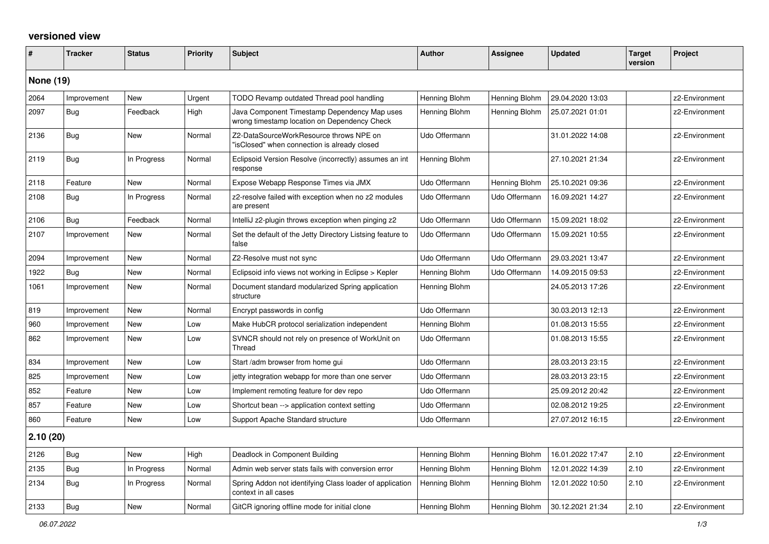# versioned view

| # | Tracker | Status | Priority | Subject | Author | Assignee | Updated | Target version | Project |
|---|---|---|---|---|---|---|---|---|---|
| **None (19)** | | | | | | | | | |
| 2064 | Improvement | New | Urgent | TODO Revamp outdated Thread pool handling | Henning Blohm | Henning Blohm | 29.04.2020 13:03 | | z2-Environment |
| 2097 | Bug | Feedback | High | Java Component Timestamp Dependency Map uses wrong timestamp location on Dependency Check | Henning Blohm | Henning Blohm | 25.07.2021 01:01 | | z2-Environment |
| 2136 | Bug | New | Normal | Z2-DataSourceWorkResource throws NPE on "isClosed" when connection is already closed | Udo Offermann | | 31.01.2022 14:08 | | z2-Environment |
| 2119 | Bug | In Progress | Normal | Eclipsoid Version Resolve (incorrectly) assumes an int response | Henning Blohm | | 27.10.2021 21:34 | | z2-Environment |
| 2118 | Feature | New | Normal | Expose Webapp Response Times via JMX | Udo Offermann | Henning Blohm | 25.10.2021 09:36 | | z2-Environment |
| 2108 | Bug | In Progress | Normal | z2-resolve failed with exception when no z2 modules are present | Udo Offermann | Udo Offermann | 16.09.2021 14:27 | | z2-Environment |
| 2106 | Bug | Feedback | Normal | IntelliJ z2-plugin throws exception when pinging z2 | Udo Offermann | Udo Offermann | 15.09.2021 18:02 | | z2-Environment |
| 2107 | Improvement | New | Normal | Set the default of the Jetty Directory Listsing feature to false | Udo Offermann | Udo Offermann | 15.09.2021 10:55 | | z2-Environment |
| 2094 | Improvement | New | Normal | Z2-Resolve must not sync | Udo Offermann | Udo Offermann | 29.03.2021 13:47 | | z2-Environment |
| 1922 | Bug | New | Normal | Eclipsoid info views not working in Eclipse > Kepler | Henning Blohm | Udo Offermann | 14.09.2015 09:53 | | z2-Environment |
| 1061 | Improvement | New | Normal | Document standard modularized Spring application structure | Henning Blohm | | 24.05.2013 17:26 | | z2-Environment |
| 819 | Improvement | New | Normal | Encrypt passwords in config | Udo Offermann | | 30.03.2013 12:13 | | z2-Environment |
| 960 | Improvement | New | Low | Make HubCR protocol serialization independent | Henning Blohm | | 01.08.2013 15:55 | | z2-Environment |
| 862 | Improvement | New | Low | SVNCR should not rely on presence of WorkUnit on Thread | Udo Offermann | | 01.08.2013 15:55 | | z2-Environment |
| 834 | Improvement | New | Low | Start /adm browser from home gui | Udo Offermann | | 28.03.2013 23:15 | | z2-Environment |
| 825 | Improvement | New | Low | jetty integration webapp for more than one server | Udo Offermann | | 28.03.2013 23:15 | | z2-Environment |
| 852 | Feature | New | Low | Implement remoting feature for dev repo | Udo Offermann | | 25.09.2012 20:42 | | z2-Environment |
| 857 | Feature | New | Low | Shortcut bean --> application context setting | Udo Offermann | | 02.08.2012 19:25 | | z2-Environment |
| 860 | Feature | New | Low | Support Apache Standard structure | Udo Offermann | | 27.07.2012 16:15 | | z2-Environment |
| **2.10 (20)** | | | | | | | | | |
| 2126 | Bug | New | High | Deadlock in Component Building | Henning Blohm | Henning Blohm | 16.01.2022 17:47 | 2.10 | z2-Environment |
| 2135 | Bug | In Progress | Normal | Admin web server stats fails with conversion error | Henning Blohm | Henning Blohm | 12.01.2022 14:39 | 2.10 | z2-Environment |
| 2134 | Bug | In Progress | Normal | Spring Addon not identifying Class loader of application context in all cases | Henning Blohm | Henning Blohm | 12.01.2022 10:50 | 2.10 | z2-Environment |
| 2133 | Bug | New | Normal | GitCR ignoring offline mode for initial clone | Henning Blohm | Henning Blohm | 30.12.2021 21:34 | 2.10 | z2-Environment |

*06.07.2022*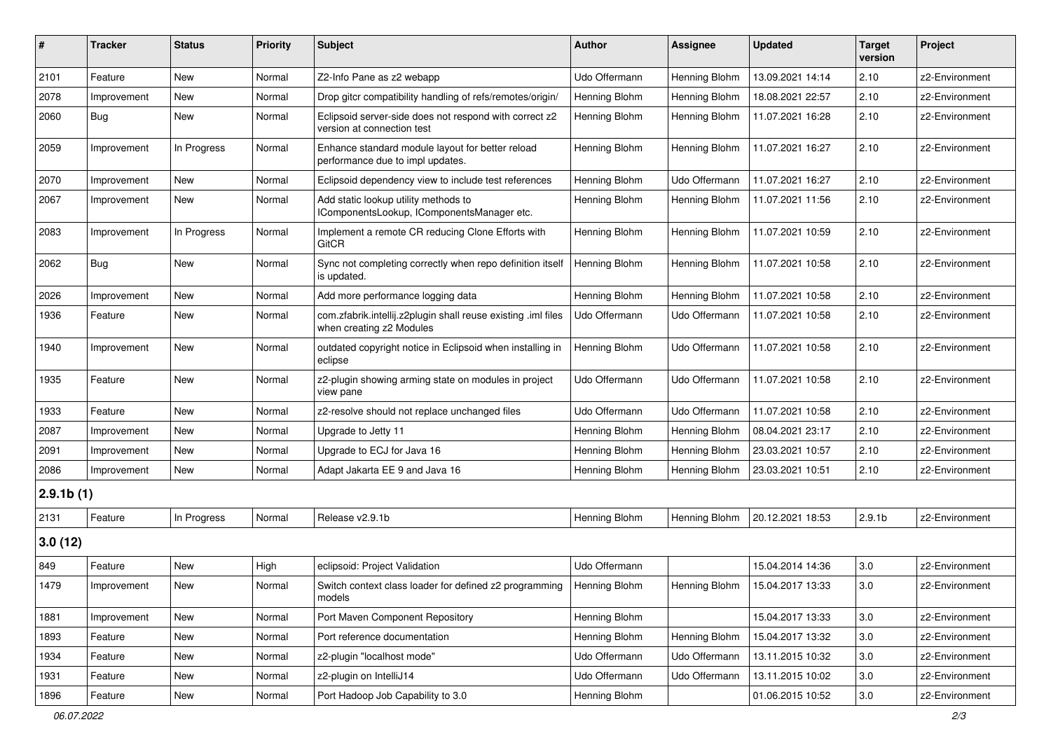| # | Tracker | Status | Priority | Subject | Author | Assignee | Updated | Target version | Project |
|---|---|---|---|---|---|---|---|---|---|
| 2101 | Feature | New | Normal | Z2-Info Pane as z2 webapp | Udo Offermann | Henning Blohm | 13.09.2021 14:14 | 2.10 | z2-Environment |
| 2078 | Improvement | New | Normal | Drop gitcr compatibility handling of refs/remotes/origin/ | Henning Blohm | Henning Blohm | 18.08.2021 22:57 | 2.10 | z2-Environment |
| 2060 | Bug | New | Normal | Eclipsoid server-side does not respond with correct z2 version at connection test | Henning Blohm | Henning Blohm | 11.07.2021 16:28 | 2.10 | z2-Environment |
| 2059 | Improvement | In Progress | Normal | Enhance standard module layout for better reload performance due to impl updates. | Henning Blohm | Henning Blohm | 11.07.2021 16:27 | 2.10 | z2-Environment |
| 2070 | Improvement | New | Normal | Eclipsoid dependency view to include test references | Henning Blohm | Udo Offermann | 11.07.2021 16:27 | 2.10 | z2-Environment |
| 2067 | Improvement | New | Normal | Add static lookup utility methods to IComponentsLookup, IComponentsManager etc. | Henning Blohm | Henning Blohm | 11.07.2021 11:56 | 2.10 | z2-Environment |
| 2083 | Improvement | In Progress | Normal | Implement a remote CR reducing Clone Efforts with GitCR | Henning Blohm | Henning Blohm | 11.07.2021 10:59 | 2.10 | z2-Environment |
| 2062 | Bug | New | Normal | Sync not completing correctly when repo definition itself is updated. | Henning Blohm | Henning Blohm | 11.07.2021 10:58 | 2.10 | z2-Environment |
| 2026 | Improvement | New | Normal | Add more performance logging data | Henning Blohm | Henning Blohm | 11.07.2021 10:58 | 2.10 | z2-Environment |
| 1936 | Feature | New | Normal | com.zfabrik.intellij.z2plugin shall reuse existing .iml files when creating z2 Modules | Udo Offermann | Udo Offermann | 11.07.2021 10:58 | 2.10 | z2-Environment |
| 1940 | Improvement | New | Normal | outdated copyright notice in Eclipsoid when installing in eclipse | Henning Blohm | Udo Offermann | 11.07.2021 10:58 | 2.10 | z2-Environment |
| 1935 | Feature | New | Normal | z2-plugin showing arming state on modules in project view pane | Udo Offermann | Udo Offermann | 11.07.2021 10:58 | 2.10 | z2-Environment |
| 1933 | Feature | New | Normal | z2-resolve should not replace unchanged files | Udo Offermann | Udo Offermann | 11.07.2021 10:58 | 2.10 | z2-Environment |
| 2087 | Improvement | New | Normal | Upgrade to Jetty 11 | Henning Blohm | Henning Blohm | 08.04.2021 23:17 | 2.10 | z2-Environment |
| 2091 | Improvement | New | Normal | Upgrade to ECJ for Java 16 | Henning Blohm | Henning Blohm | 23.03.2021 10:57 | 2.10 | z2-Environment |
| 2086 | Improvement | New | Normal | Adapt Jakarta EE 9 and Java 16 | Henning Blohm | Henning Blohm | 23.03.2021 10:51 | 2.10 | z2-Environment |
| **2.9.1b (1)** | | | | | | | | | |
| 2131 | Feature | In Progress | Normal | Release v2.9.1b | Henning Blohm | Henning Blohm | 20.12.2021 18:53 | 2.9.1b | z2-Environment |
| **3.0 (12)** | | | | | | | | | |
| 849 | Feature | New | High | eclipsoid: Project Validation | Udo Offermann | | 15.04.2014 14:36 | 3.0 | z2-Environment |
| 1479 | Improvement | New | Normal | Switch context class loader for defined z2 programming models | Henning Blohm | Henning Blohm | 15.04.2017 13:33 | 3.0 | z2-Environment |
| 1881 | Improvement | New | Normal | Port Maven Component Repository | Henning Blohm | | 15.04.2017 13:33 | 3.0 | z2-Environment |
| 1893 | Feature | New | Normal | Port reference documentation | Henning Blohm | Henning Blohm | 15.04.2017 13:32 | 3.0 | z2-Environment |
| 1934 | Feature | New | Normal | z2-plugin "localhost mode" | Udo Offermann | Udo Offermann | 13.11.2015 10:32 | 3.0 | z2-Environment |
| 1931 | Feature | New | Normal | z2-plugin on IntelliJ14 | Udo Offermann | Udo Offermann | 13.11.2015 10:02 | 3.0 | z2-Environment |
| 1896 | Feature | New | Normal | Port Hadoop Job Capability to 3.0 | Henning Blohm | | 01.06.2015 10:52 | 3.0 | z2-Environment |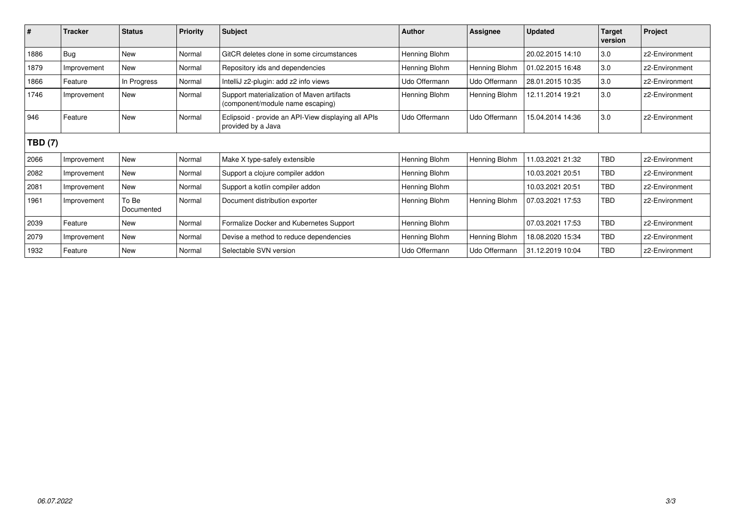| # | Tracker | Status | Priority | Subject | Author | Assignee | Updated | Target version | Project |
|---|---|---|---|---|---|---|---|---|---|
| 1886 | Bug | New | Normal | GitCR deletes clone in some circumstances | Henning Blohm | | 20.02.2015 14:10 | 3.0 | z2-Environment |
| 1879 | Improvement | New | Normal | Repository ids and dependencies | Henning Blohm | Henning Blohm | 01.02.2015 16:48 | 3.0 | z2-Environment |
| 1866 | Feature | In Progress | Normal | IntelliJ z2-plugin: add z2 info views | Udo Offermann | Udo Offermann | 28.01.2015 10:35 | 3.0 | z2-Environment |
| 1746 | Improvement | New | Normal | Support materialization of Maven artifacts (component/module name escaping) | Henning Blohm | Henning Blohm | 12.11.2014 19:21 | 3.0 | z2-Environment |
| 946 | Feature | New | Normal | Eclipsoid - provide an API-View displaying all APIs provided by a Java | Udo Offermann | Udo Offermann | 15.04.2014 14:36 | 3.0 | z2-Environment |
| **TBD (7)** | | | | | | | | | |
| 2066 | Improvement | New | Normal | Make X type-safely extensible | Henning Blohm | Henning Blohm | 11.03.2021 21:32 | TBD | z2-Environment |
| 2082 | Improvement | New | Normal | Support a clojure compiler addon | Henning Blohm | | 10.03.2021 20:51 | TBD | z2-Environment |
| 2081 | Improvement | New | Normal | Support a kotlin compiler addon | Henning Blohm | | 10.03.2021 20:51 | TBD | z2-Environment |
| 1961 | Improvement | To Be Documented | Normal | Document distribution exporter | Henning Blohm | Henning Blohm | 07.03.2021 17:53 | TBD | z2-Environment |
| 2039 | Feature | New | Normal | Formalize Docker and Kubernetes Support | Henning Blohm | | 07.03.2021 17:53 | TBD | z2-Environment |
| 2079 | Improvement | New | Normal | Devise a method to reduce dependencies | Henning Blohm | Henning Blohm | 18.08.2020 15:34 | TBD | z2-Environment |
| 1932 | Feature | New | Normal | Selectable SVN version | Udo Offermann | Udo Offermann | 31.12.2019 10:04 | TBD | z2-Environment |